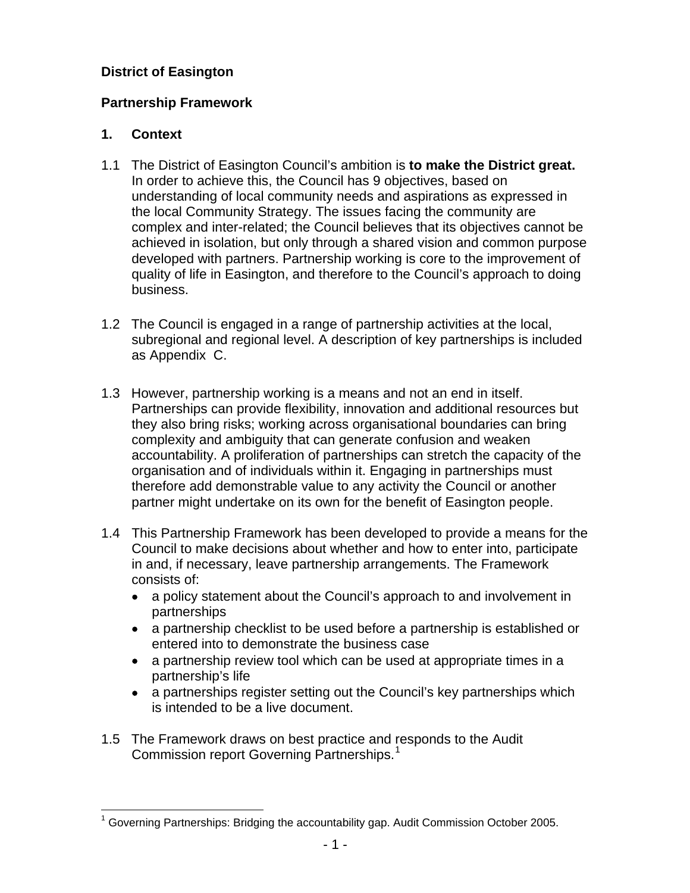**District of Easington**

**Partnership Framework**

## 1. Context

1.1 The District of Easington Council's ambition is **to make the District great.** In order to achieve this, the Council has 9 objectives, based on understanding of local community needs and aspirations as expressed in the local Community Strategy. The issues facing the community are complex and inter-related; the Council believes that its objectives cannot be achieved in isolation, but only through a shared vision and common purpose developed with partners. Partnership working is core to the improvement of quality of life in Easington, and therefore to the Council's approach to doing business.

1.2 The Council is engaged in a range of partnership activities at the local, subregional and regional level. A description of key partnerships is included as Appendix C.

1.3 However, partnership working is a means and not an end in itself. Partnerships can provide flexibility, innovation and additional resources but they also bring risks; working across organisational boundaries can bring complexity and ambiguity that can generate confusion and weaken accountability. A proliferation of partnerships can stretch the capacity of the organisation and of individuals within it. Engaging in partnerships must therefore add demonstrable value to any activity the Council or another partner might undertake on its own for the benefit of Easington people.

1.4 This Partnership Framework has been developed to provide a means for the Council to make decisions about whether and how to enter into, participate in and, if necessary, leave partnership arrangements. The Framework consists of:

- a policy statement about the Council's approach to and involvement in partnerships
- a partnership checklist to be used before a partnership is established or entered into to demonstrate the business case
- a partnership review tool which can be used at appropriate times in a partnership's life
- a partnerships register setting out the Council's key partnerships which is intended to be a live document.

1.5 The Framework draws on best practice and responds to the Audit Commission report Governing Partnerships.[1]

[1] Governing Partnerships: Bridging the accountability gap. Audit Commission October 2005.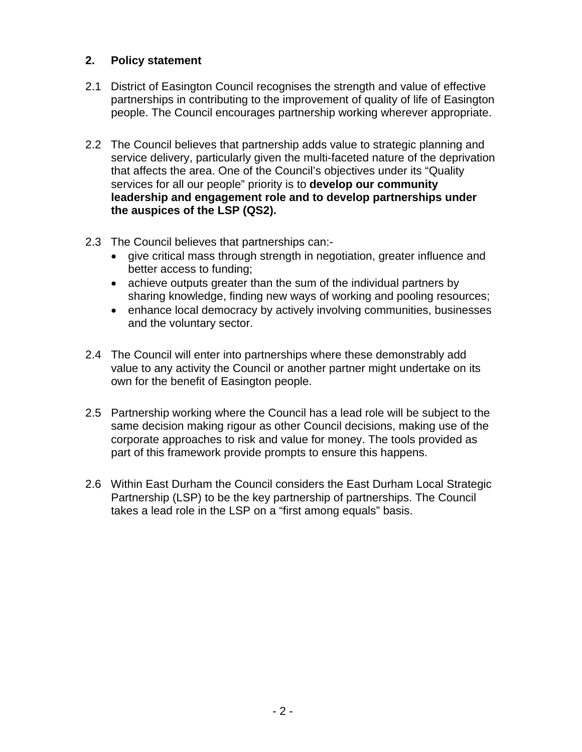## 2. Policy statement

2.1 District of Easington Council recognises the strength and value of effective partnerships in contributing to the improvement of quality of life of Easington people. The Council encourages partnership working wherever appropriate.

2.2 The Council believes that partnership adds value to strategic planning and service delivery, particularly given the multi-faceted nature of the deprivation that affects the area. One of the Council's objectives under its "Quality services for all our people" priority is to **develop our community leadership and engagement role and to develop partnerships under the auspices of the LSP (QS2).**

2.3 The Council believes that partnerships can:-

- give critical mass through strength in negotiation, greater influence and better access to funding;
- achieve outputs greater than the sum of the individual partners by sharing knowledge, finding new ways of working and pooling resources;
- enhance local democracy by actively involving communities, businesses and the voluntary sector.

2.4 The Council will enter into partnerships where these demonstrably add value to any activity the Council or another partner might undertake on its own for the benefit of Easington people.

2.5 Partnership working where the Council has a lead role will be subject to the same decision making rigour as other Council decisions, making use of the corporate approaches to risk and value for money. The tools provided as part of this framework provide prompts to ensure this happens.

2.6 Within East Durham the Council considers the East Durham Local Strategic Partnership (LSP) to be the key partnership of partnerships. The Council takes a lead role in the LSP on a "first among equals" basis.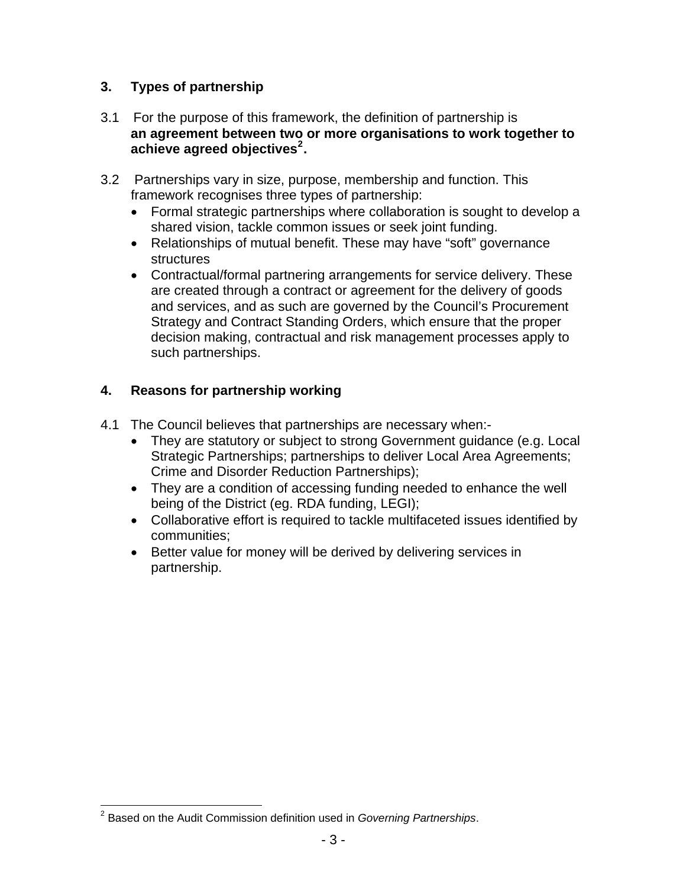## 3. Types of partnership

3.1 For the purpose of this framework, the definition of partnership is **an agreement between two or more organisations to work together to achieve agreed objectives[2].**

3.2 Partnerships vary in size, purpose, membership and function. This framework recognises three types of partnership:

- Formal strategic partnerships where collaboration is sought to develop a shared vision, tackle common issues or seek joint funding.
- Relationships of mutual benefit. These may have "soft" governance structures
- Contractual/formal partnering arrangements for service delivery. These are created through a contract or agreement for the delivery of goods and services, and as such are governed by the Council's Procurement Strategy and Contract Standing Orders, which ensure that the proper decision making, contractual and risk management processes apply to such partnerships.

## 4. Reasons for partnership working

4.1 The Council believes that partnerships are necessary when:-

- They are statutory or subject to strong Government guidance (e.g. Local Strategic Partnerships; partnerships to deliver Local Area Agreements; Crime and Disorder Reduction Partnerships);
- They are a condition of accessing funding needed to enhance the well being of the District (eg. RDA funding, LEGI);
- Collaborative effort is required to tackle multifaceted issues identified by communities;
- Better value for money will be derived by delivering services in partnership.

---

[2] Based on the Audit Commission definition used in *Governing Partnerships*.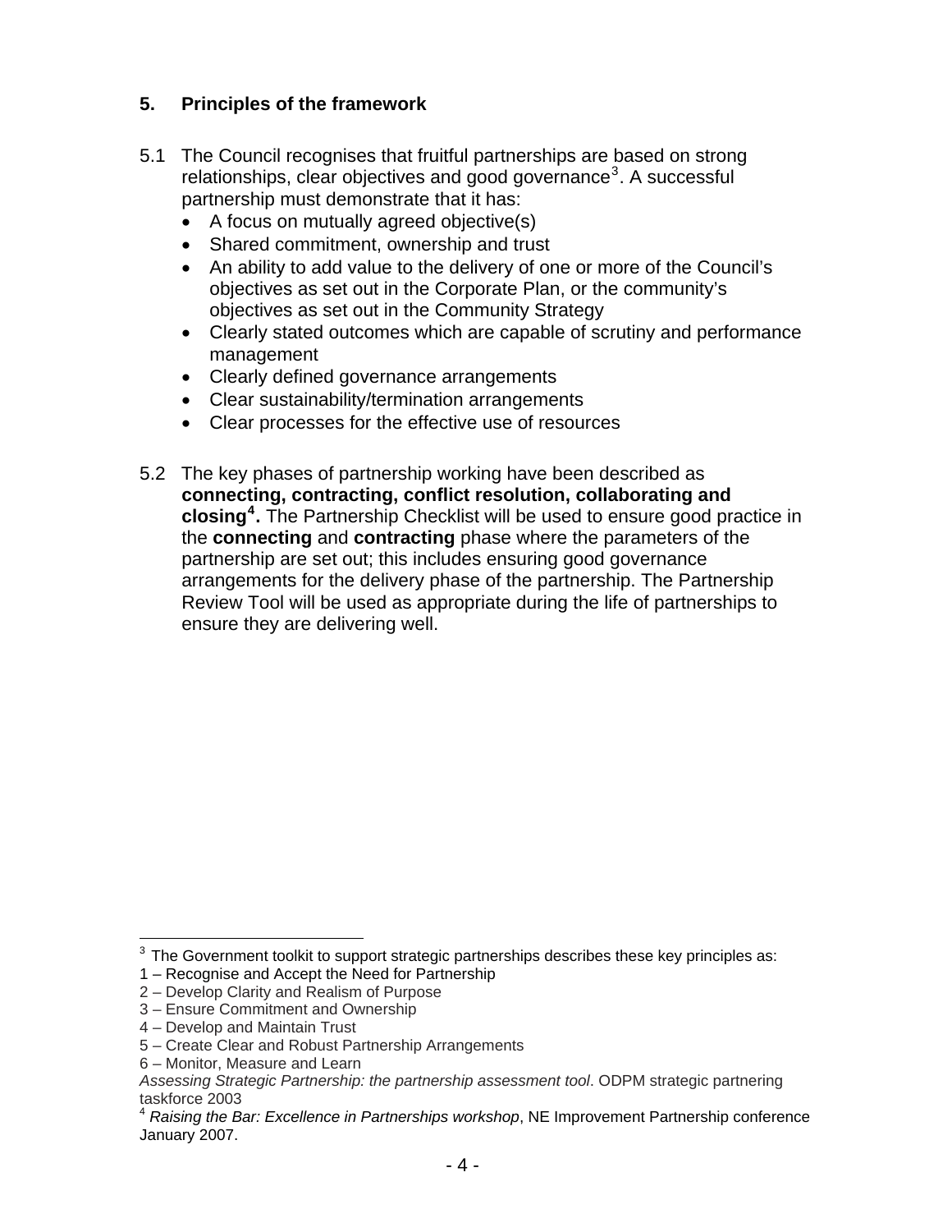## 5. Principles of the framework

5.1 The Council recognises that fruitful partnerships are based on strong relationships, clear objectives and good governance[3]. A successful partnership must demonstrate that it has:

- A focus on mutually agreed objective(s)
- Shared commitment, ownership and trust
- An ability to add value to the delivery of one or more of the Council's objectives as set out in the Corporate Plan, or the community's objectives as set out in the Community Strategy
- Clearly stated outcomes which are capable of scrutiny and performance management
- Clearly defined governance arrangements
- Clear sustainability/termination arrangements
- Clear processes for the effective use of resources

5.2 The key phases of partnership working have been described as **connecting, contracting, conflict resolution, collaborating and closing[4].** The Partnership Checklist will be used to ensure good practice in the **connecting** and **contracting** phase where the parameters of the partnership are set out; this includes ensuring good governance arrangements for the delivery phase of the partnership. The Partnership Review Tool will be used as appropriate during the life of partnerships to ensure they are delivering well.

---

[3] The Government toolkit to support strategic partnerships describes these key principles as:
1 – Recognise and Accept the Need for Partnership
2 – Develop Clarity and Realism of Purpose
3 – Ensure Commitment and Ownership
4 – Develop and Maintain Trust
5 – Create Clear and Robust Partnership Arrangements
6 – Monitor, Measure and Learn
*Assessing Strategic Partnership: the partnership assessment tool*. ODPM strategic partnering taskforce 2003

[4] *Raising the Bar: Excellence in Partnerships workshop*, NE Improvement Partnership conference January 2007.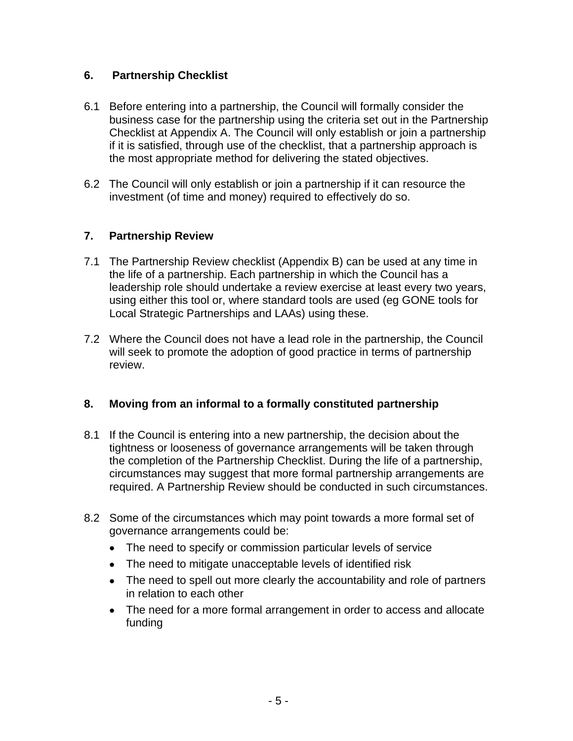## 6. Partnership Checklist

6.1 Before entering into a partnership, the Council will formally consider the business case for the partnership using the criteria set out in the Partnership Checklist at Appendix A. The Council will only establish or join a partnership if it is satisfied, through use of the checklist, that a partnership approach is the most appropriate method for delivering the stated objectives.

6.2 The Council will only establish or join a partnership if it can resource the investment (of time and money) required to effectively do so.

## 7. Partnership Review

7.1 The Partnership Review checklist (Appendix B) can be used at any time in the life of a partnership. Each partnership in which the Council has a leadership role should undertake a review exercise at least every two years, using either this tool or, where standard tools are used (eg GONE tools for Local Strategic Partnerships and LAAs) using these.

7.2 Where the Council does not have a lead role in the partnership, the Council will seek to promote the adoption of good practice in terms of partnership review.

## 8. Moving from an informal to a formally constituted partnership

8.1 If the Council is entering into a new partnership, the decision about the tightness or looseness of governance arrangements will be taken through the completion of the Partnership Checklist. During the life of a partnership, circumstances may suggest that more formal partnership arrangements are required. A Partnership Review should be conducted in such circumstances.

8.2 Some of the circumstances which may point towards a more formal set of governance arrangements could be:

- The need to specify or commission particular levels of service
- The need to mitigate unacceptable levels of identified risk
- The need to spell out more clearly the accountability and role of partners in relation to each other
- The need for a more formal arrangement in order to access and allocate funding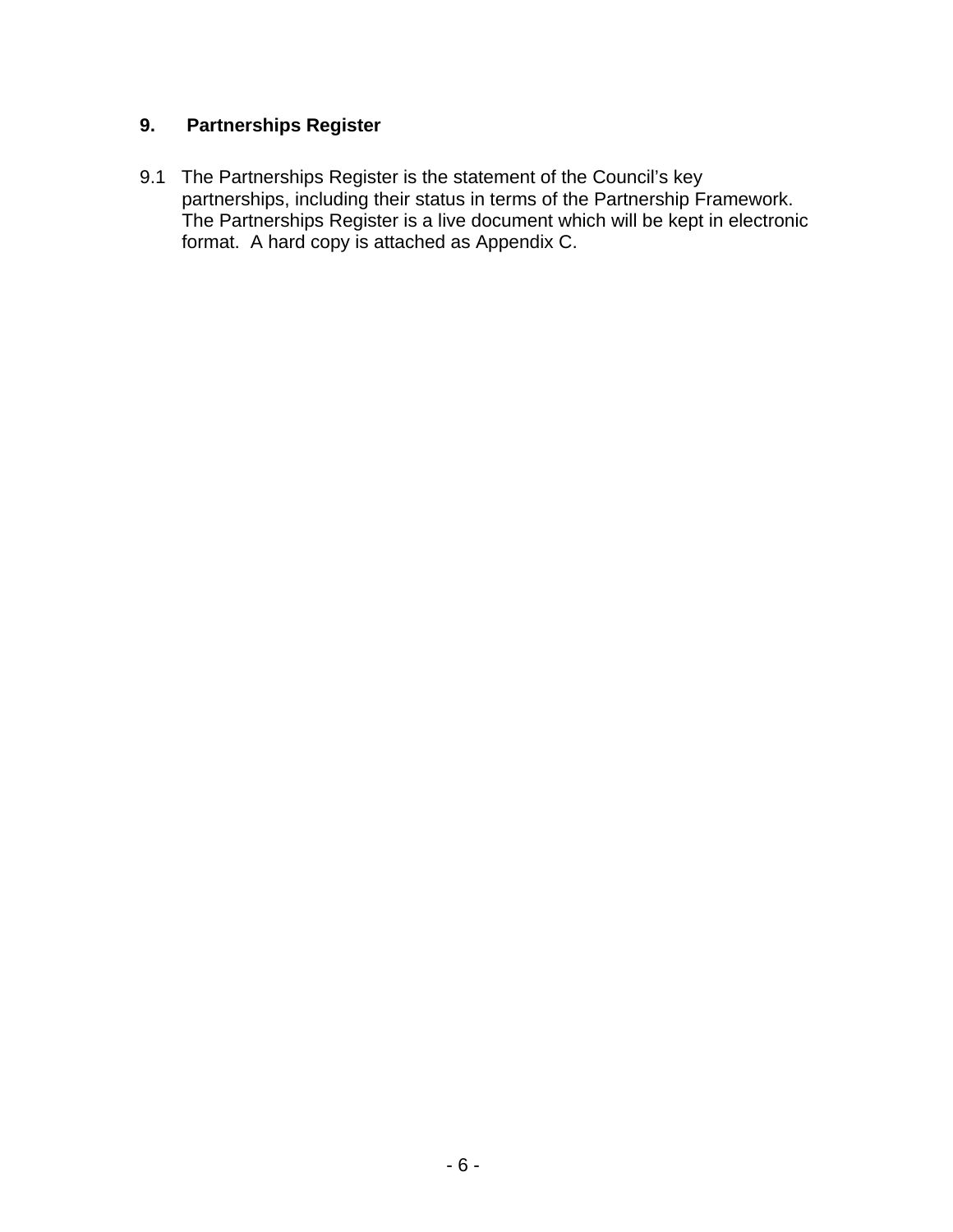## 9. Partnerships Register

9.1 The Partnerships Register is the statement of the Council's key partnerships, including their status in terms of the Partnership Framework. The Partnerships Register is a live document which will be kept in electronic format. A hard copy is attached as Appendix C.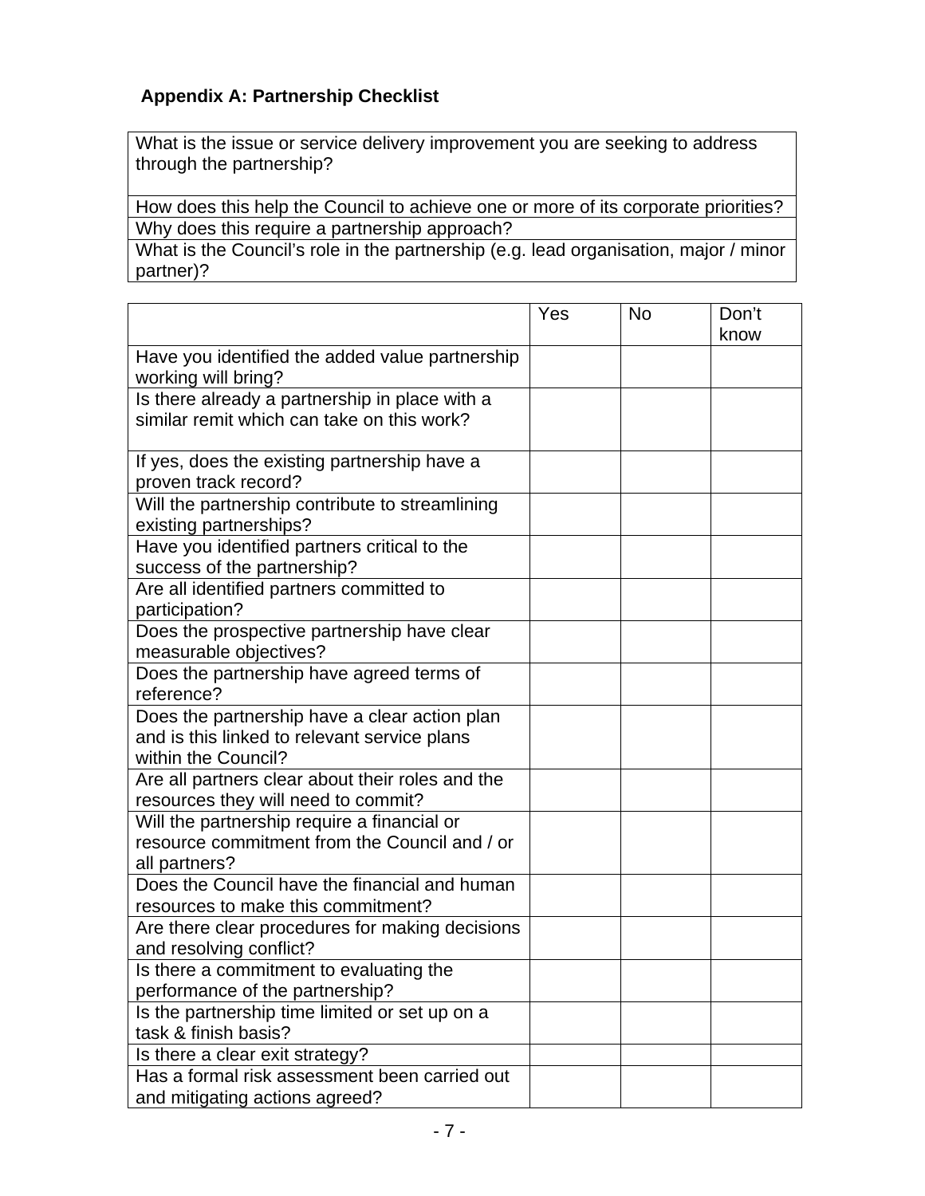### Appendix A: Partnership Checklist

| What is the issue or service delivery improvement you are seeking to address through the partnership? |
|---|
| How does this help the Council to achieve one or more of its corporate priorities? |
| Why does this require a partnership approach? |
| What is the Council's role in the partnership (e.g. lead organisation, major / minor partner)? |

| | Yes | No | Don't know |
|---|---|---|---|
| Have you identified the added value partnership working will bring? | | | |
| Is there already a partnership in place with a similar remit which can take on this work? | | | |
| If yes, does the existing partnership have a proven track record? | | | |
| Will the partnership contribute to streamlining existing partnerships? | | | |
| Have you identified partners critical to the success of the partnership? | | | |
| Are all identified partners committed to participation? | | | |
| Does the prospective partnership have clear measurable objectives? | | | |
| Does the partnership have agreed terms of reference? | | | |
| Does the partnership have a clear action plan and is this linked to relevant service plans within the Council? | | | |
| Are all partners clear about their roles and the resources they will need to commit? | | | |
| Will the partnership require a financial or resource commitment from the Council and / or all partners? | | | |
| Does the Council have the financial and human resources to make this commitment? | | | |
| Are there clear procedures for making decisions and resolving conflict? | | | |
| Is there a commitment to evaluating the performance of the partnership? | | | |
| Is the partnership time limited or set up on a task & finish basis? | | | |
| Is there a clear exit strategy? | | | |
| Has a formal risk assessment been carried out and mitigating actions agreed? | | | |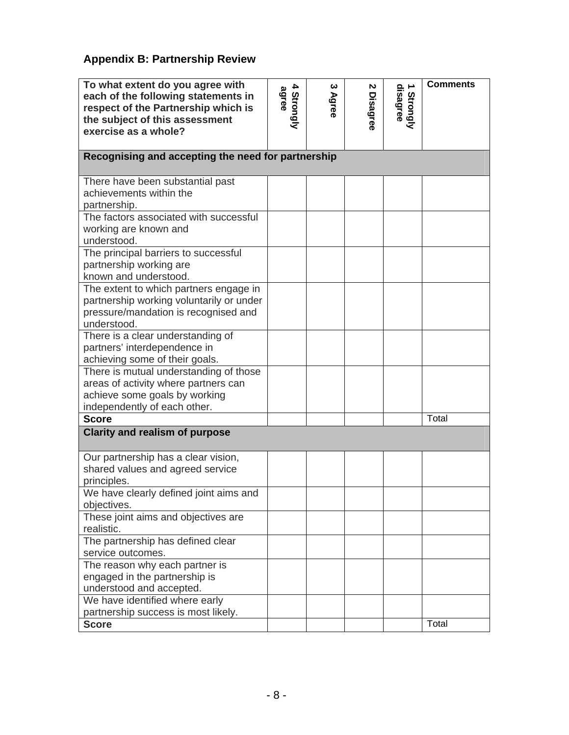## Appendix B: Partnership Review

| To what extent do you agree with each of the following statements in respect of the Partnership which is the subject of this assessment exercise as a whole? | 4 Strongly agree | 3 Agree | 2 Disagree | 1 Strongly disagree | Comments |
|---|---|---|---|---|---|
| **Recognising and accepting the need for partnership** | | | | | |
| There have been substantial past achievements within the partnership. | | | | | |
| The factors associated with successful working are known and understood. | | | | | |
| The principal barriers to successful partnership working are known and understood. | | | | | |
| The extent to which partners engage in partnership working voluntarily or under pressure/mandation is recognised and understood. | | | | | |
| There is a clear understanding of partners' interdependence in achieving some of their goals. | | | | | |
| There is mutual understanding of those areas of activity where partners can achieve some goals by working independently of each other. | | | | | |
| **Score** | | | | | Total |
| **Clarity and realism of purpose** | | | | | |
| Our partnership has a clear vision, shared values and agreed service principles. | | | | | |
| We have clearly defined joint aims and objectives. | | | | | |
| These joint aims and objectives are realistic. | | | | | |
| The partnership has defined clear service outcomes. | | | | | |
| The reason why each partner is engaged in the partnership is understood and accepted. | | | | | |
| We have identified where early partnership success is most likely. | | | | | |
| **Score** | | | | | Total |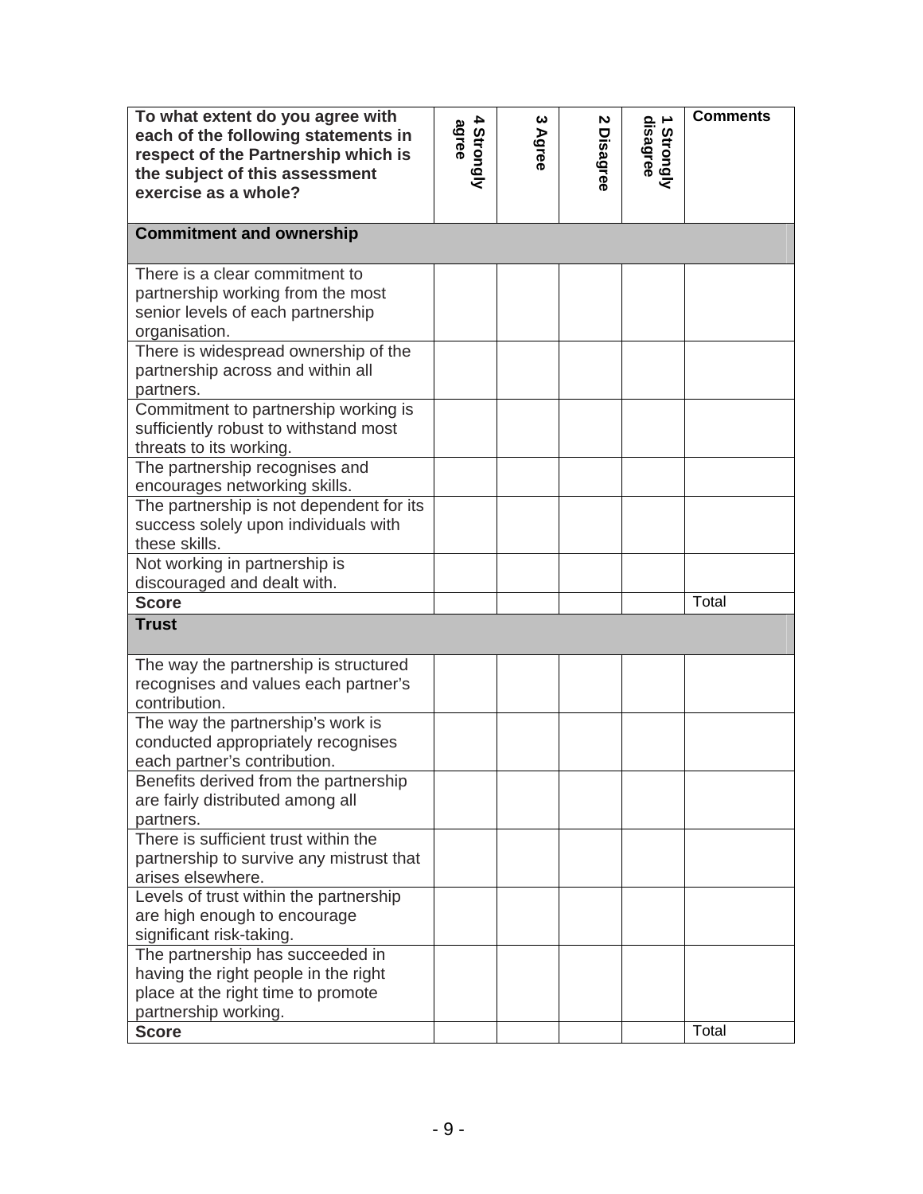| To what extent do you agree with each of the following statements in respect of the Partnership which is the subject of this assessment exercise as a whole? | 4 Strongly agree | 3 Agree | 2 Disagree | 1 Strongly disagree | Comments |
|---|---|---|---|---|---|
| **Commitment and ownership** | | | | | |
| There is a clear commitment to partnership working from the most senior levels of each partnership organisation. | | | | | |
| There is widespread ownership of the partnership across and within all partners. | | | | | |
| Commitment to partnership working is sufficiently robust to withstand most threats to its working. | | | | | |
| The partnership recognises and encourages networking skills. | | | | | |
| The partnership is not dependent for its success solely upon individuals with these skills. | | | | | |
| Not working in partnership is discouraged and dealt with. | | | | | |
| **Score** | | | | | Total |
| **Trust** | | | | | |
| The way the partnership is structured recognises and values each partner's contribution. | | | | | |
| The way the partnership's work is conducted appropriately recognises each partner's contribution. | | | | | |
| Benefits derived from the partnership are fairly distributed among all partners. | | | | | |
| There is sufficient trust within the partnership to survive any mistrust that arises elsewhere. | | | | | |
| Levels of trust within the partnership are high enough to encourage significant risk-taking. | | | | | |
| The partnership has succeeded in having the right people in the right place at the right time to promote partnership working. | | | | | |
| **Score** | | | | | Total |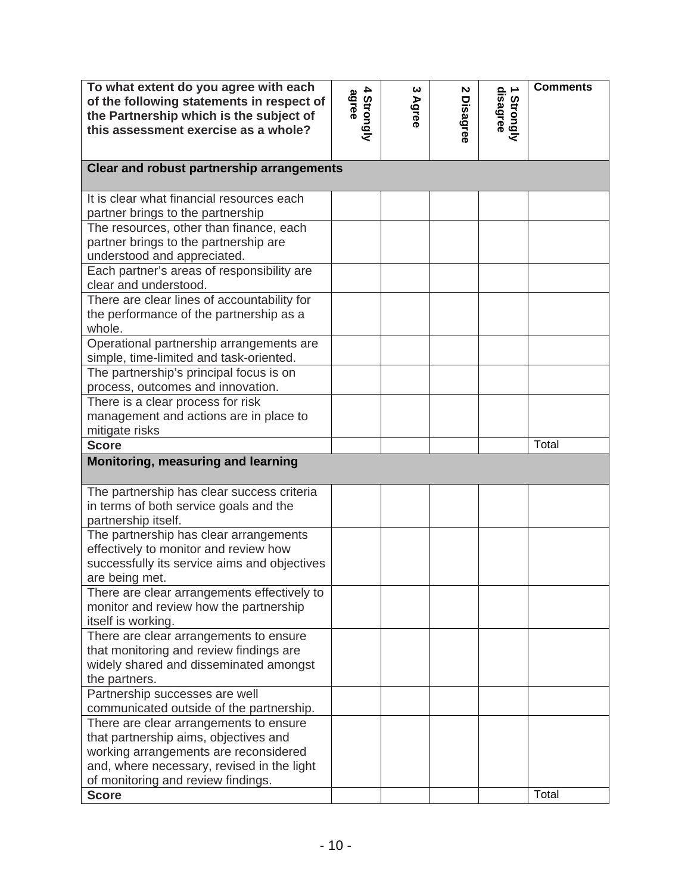| To what extent do you agree with each of the following statements in respect of the Partnership which is the subject of this assessment exercise as a whole? | 4 Strongly agree | 3 Agree | 2 Disagree | 1 Strongly disagree | Comments |
|---|---|---|---|---|---|
| **Clear and robust partnership arrangements** | | | | | |
| It is clear what financial resources each partner brings to the partnership | | | | | |
| The resources, other than finance, each partner brings to the partnership are understood and appreciated. | | | | | |
| Each partner's areas of responsibility are clear and understood. | | | | | |
| There are clear lines of accountability for the performance of the partnership as a whole. | | | | | |
| Operational partnership arrangements are simple, time-limited and task-oriented. | | | | | |
| The partnership's principal focus is on process, outcomes and innovation. | | | | | |
| There is a clear process for risk management and actions are in place to mitigate risks | | | | | |
| **Score** | | | | | Total |
| **Monitoring, measuring and learning** | | | | | |
| The partnership has clear success criteria in terms of both service goals and the partnership itself. | | | | | |
| The partnership has clear arrangements effectively to monitor and review how successfully its service aims and objectives are being met. | | | | | |
| There are clear arrangements effectively to monitor and review how the partnership itself is working. | | | | | |
| There are clear arrangements to ensure that monitoring and review findings are widely shared and disseminated amongst the partners. | | | | | |
| Partnership successes are well communicated outside of the partnership. | | | | | |
| There are clear arrangements to ensure that partnership aims, objectives and working arrangements are reconsidered and, where necessary, revised in the light of monitoring and review findings. | | | | | |
| **Score** | | | | | Total |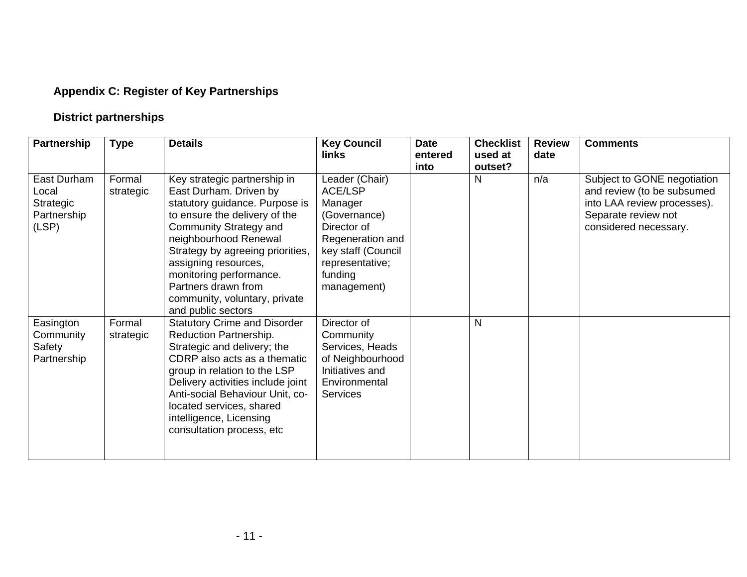**Appendix C: Register of Key Partnerships**

**District partnerships**

| Partnership | Type | Details | Key Council links | Date entered into | Checklist used at outset? | Review date | Comments |
|---|---|---|---|---|---|---|---|
| East Durham Local Strategic Partnership (LSP) | Formal strategic | Key strategic partnership in East Durham. Driven by statutory guidance. Purpose is to ensure the delivery of the Community Strategy and neighbourhood Renewal Strategy by agreeing priorities, assigning resources, monitoring performance. Partners drawn from community, voluntary, private and public sectors | Leader (Chair) ACE/LSP Manager (Governance) Director of Regeneration and key staff (Council representative; funding management) | | N | n/a | Subject to GONE negotiation and review (to be subsumed into LAA review processes). Separate review not considered necessary. |
| Easington Community Safety Partnership | Formal strategic | Statutory Crime and Disorder Reduction Partnership. Strategic and delivery; the CDRP also acts as a thematic group in relation to the LSP Delivery activities include joint Anti-social Behaviour Unit, co-located services, shared intelligence, Licensing consultation process, etc | Director of Community Services, Heads of Neighbourhood Initiatives and Environmental Services | | N | | |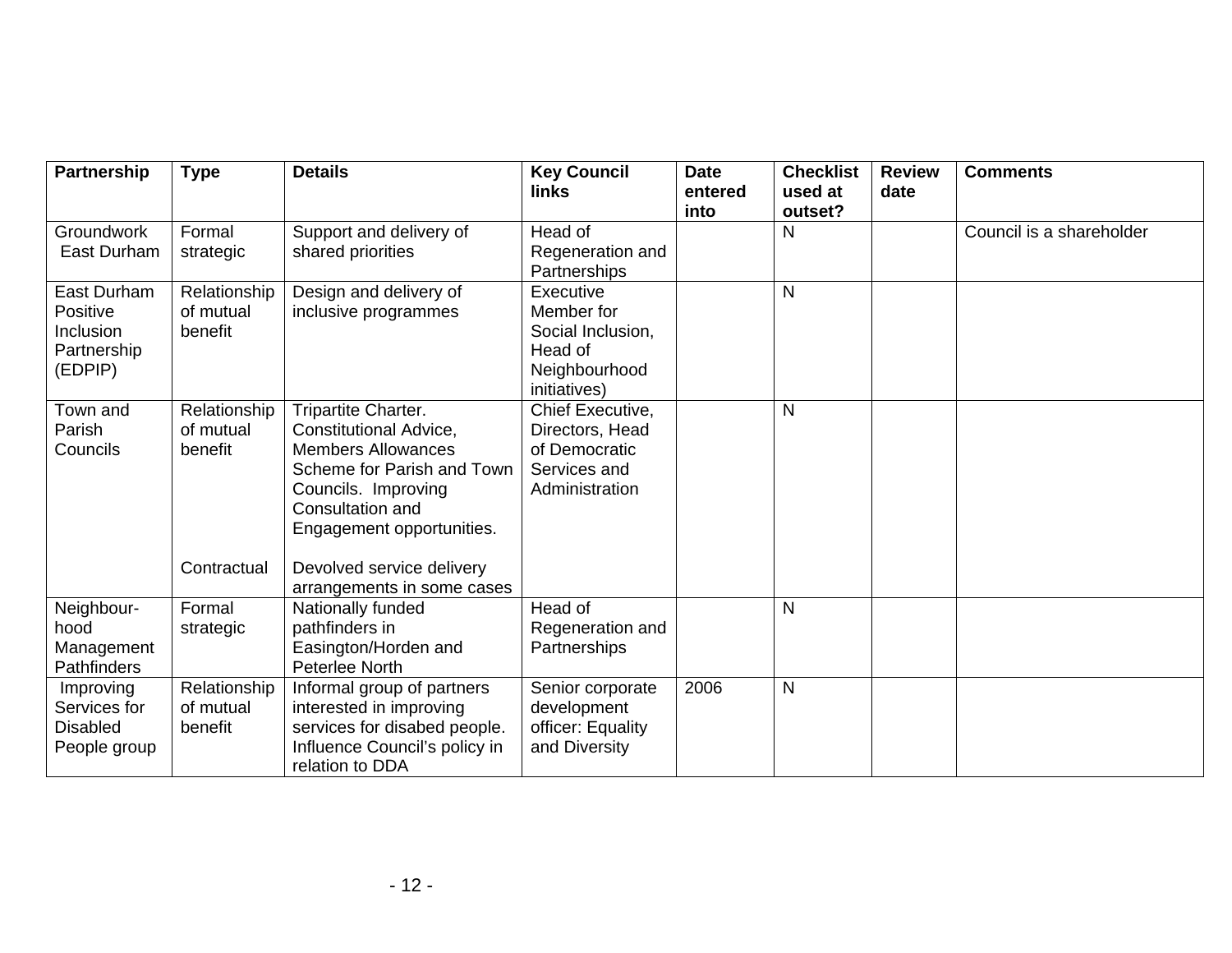| Partnership | Type | Details | Key Council links | Date entered into | Checklist used at outset? | Review date | Comments |
|---|---|---|---|---|---|---|---|
| Groundwork East Durham | Formal strategic | Support and delivery of shared priorities | Head of Regeneration and Partnerships | | N | | Council is a shareholder |
| East Durham Positive Inclusion Partnership (EDPIP) | Relationship of mutual benefit | Design and delivery of inclusive programmes | Executive Member for Social Inclusion, Head of Neighbourhood initiatives) | | N | | |
| Town and Parish Councils | Relationship of mutual benefit<br><br>Contractual | Tripartite Charter. Constitutional Advice, Members Allowances Scheme for Parish and Town Councils. Improving Consultation and Engagement opportunities.<br><br>Devolved service delivery arrangements in some cases | Chief Executive, Directors, Head of Democratic Services and Administration | | N | | |
| Neighbour-hood Management Pathfinders | Formal strategic | Nationally funded pathfinders in Easington/Horden and Peterlee North | Head of Regeneration and Partnerships | | N | | |
| Improving Services for Disabled People group | Relationship of mutual benefit | Informal group of partners interested in improving services for disabed people. Influence Council's policy in relation to DDA | Senior corporate development officer: Equality and Diversity | 2006 | N | | |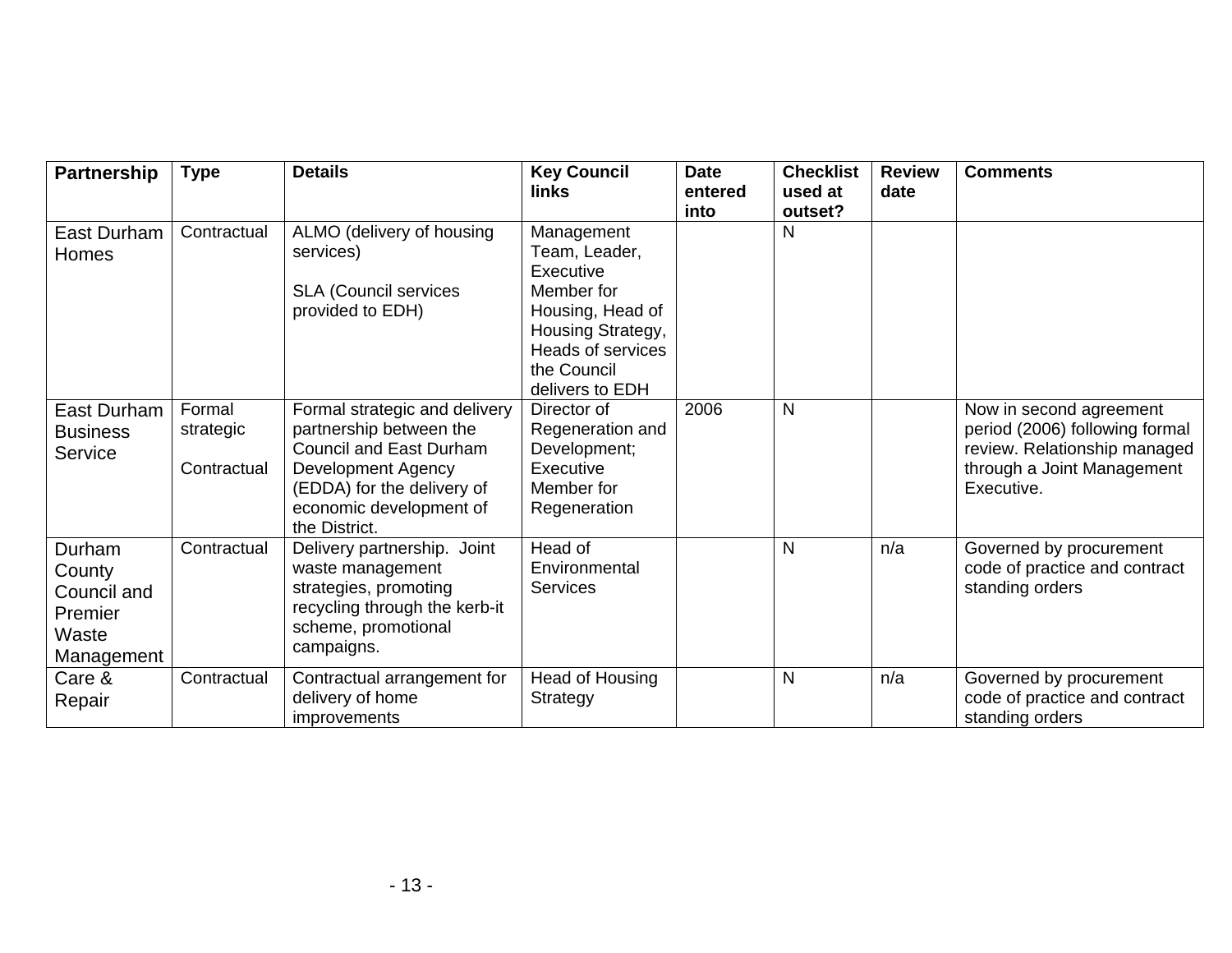| Partnership | Type | Details | Key Council links | Date entered into | Checklist used at outset? | Review date | Comments |
|---|---|---|---|---|---|---|---|
| East Durham Homes | Contractual | ALMO (delivery of housing services)<br><br>SLA (Council services provided to EDH) | Management Team, Leader, Executive Member for Housing, Head of Housing Strategy, Heads of services the Council delivers to EDH | | N | | |
| East Durham Business Service | Formal strategic<br><br>Contractual | Formal strategic and delivery partnership between the Council and East Durham Development Agency (EDDA) for the delivery of economic development of the District. | Director of Regeneration and Development; Executive Member for Regeneration | 2006 | N | | Now in second agreement period (2006) following formal review. Relationship managed through a Joint Management Executive. |
| Durham County Council and Premier Waste Management | Contractual | Delivery partnership. Joint waste management strategies, promoting recycling through the kerb-it scheme, promotional campaigns. | Head of Environmental Services | | N | n/a | Governed by procurement code of practice and contract standing orders |
| Care & Repair | Contractual | Contractual arrangement for delivery of home improvements | Head of Housing Strategy | | N | n/a | Governed by procurement code of practice and contract standing orders |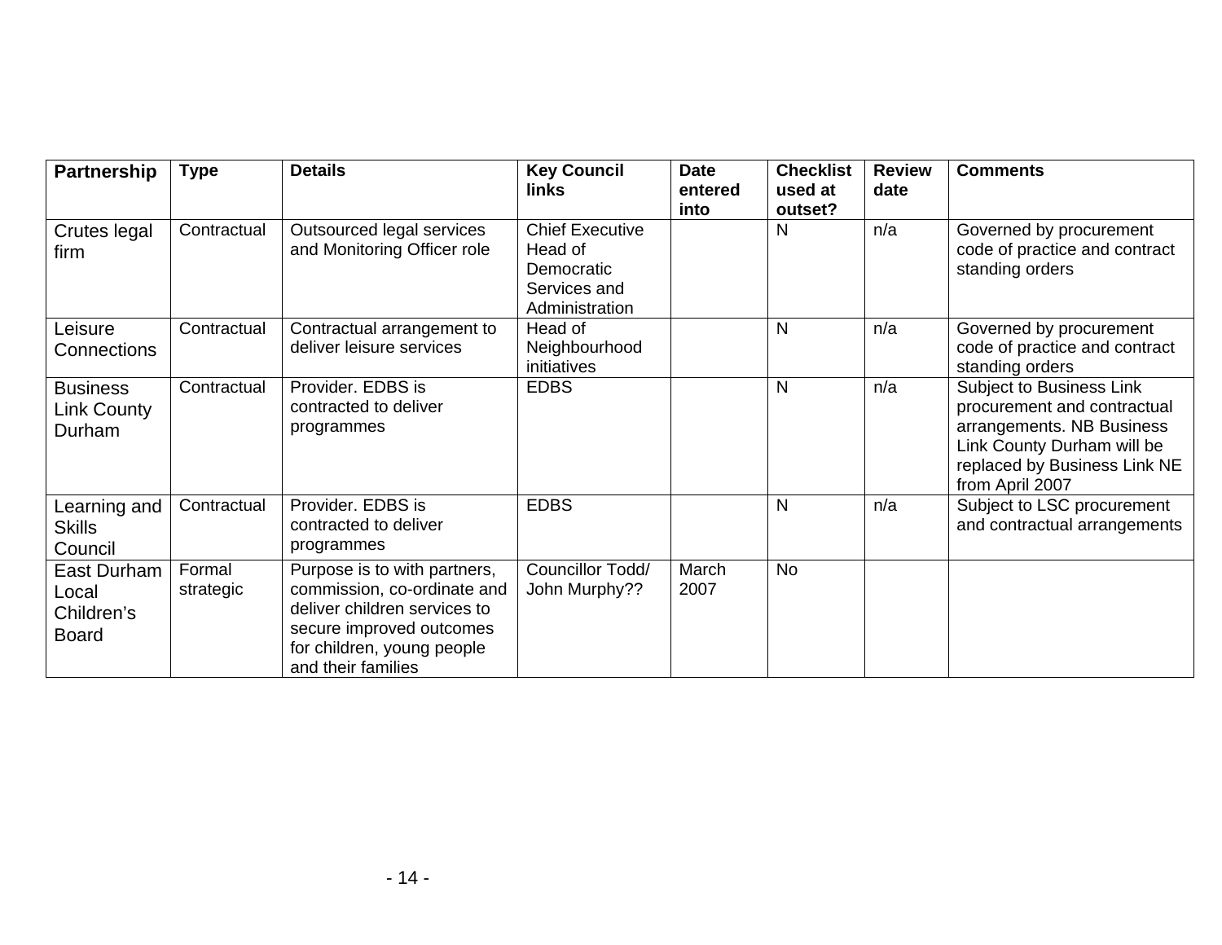| Partnership | Type | Details | Key Council links | Date entered into | Checklist used at outset? | Review date | Comments |
|---|---|---|---|---|---|---|---|
| Crutes legal firm | Contractual | Outsourced legal services and Monitoring Officer role | Chief Executive Head of Democratic Services and Administration | | N | n/a | Governed by procurement code of practice and contract standing orders |
| Leisure Connections | Contractual | Contractual arrangement to deliver leisure services | Head of Neighbourhood initiatives | | N | n/a | Governed by procurement code of practice and contract standing orders |
| Business Link County Durham | Contractual | Provider. EDBS is contracted to deliver programmes | EDBS | | N | n/a | Subject to Business Link procurement and contractual arrangements. NB Business Link County Durham will be replaced by Business Link NE from April 2007 |
| Learning and Skills Council | Contractual | Provider. EDBS is contracted to deliver programmes | EDBS | | N | n/a | Subject to LSC procurement and contractual arrangements |
| East Durham Local Children's Board | Formal strategic | Purpose is to with partners, commission, co-ordinate and deliver children services to secure improved outcomes for children, young people and their families | Councillor Todd/ John Murphy?? | March 2007 | No | | |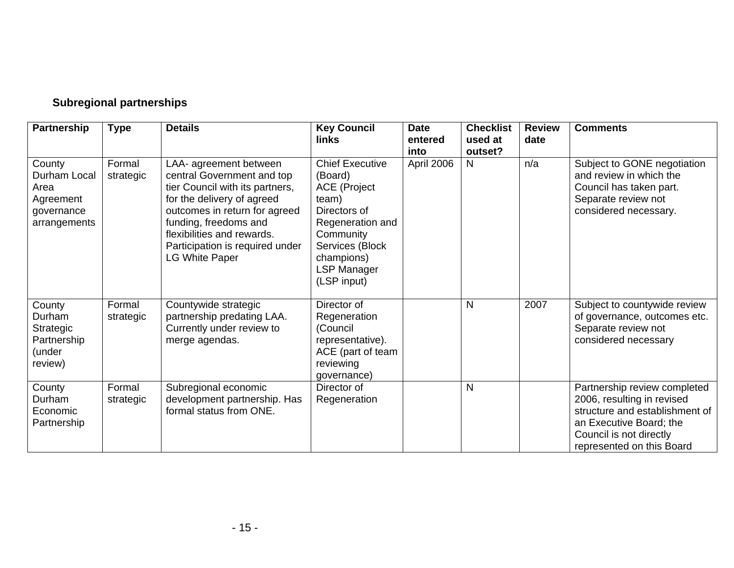**Subregional partnerships**

| Partnership | Type | Details | Key Council links | Date entered into | Checklist used at outset? | Review date | Comments |
|---|---|---|---|---|---|---|---|
| County Durham Local Area Agreement governance arrangements | Formal strategic | LAA- agreement between central Government and top tier Council with its partners, for the delivery of agreed outcomes in return for agreed funding, freedoms and flexibilities and rewards. Participation is required under LG White Paper | Chief Executive (Board) ACE (Project team) Directors of Regeneration and Community Services (Block champions) LSP Manager (LSP input) | April 2006 | N | n/a | Subject to GONE negotiation and review in which the Council has taken part. Separate review not considered necessary. |
| County Durham Strategic Partnership (under review) | Formal strategic | Countywide strategic partnership predating LAA. Currently under review to merge agendas. | Director of Regeneration (Council representative). ACE (part of team reviewing governance) | | N | 2007 | Subject to countywide review of governance, outcomes etc. Separate review not considered necessary |
| County Durham Economic Partnership | Formal strategic | Subregional economic development partnership. Has formal status from ONE. | Director of Regeneration | | N | | Partnership review completed 2006, resulting in revised structure and establishment of an Executive Board; the Council is not directly represented on this Board |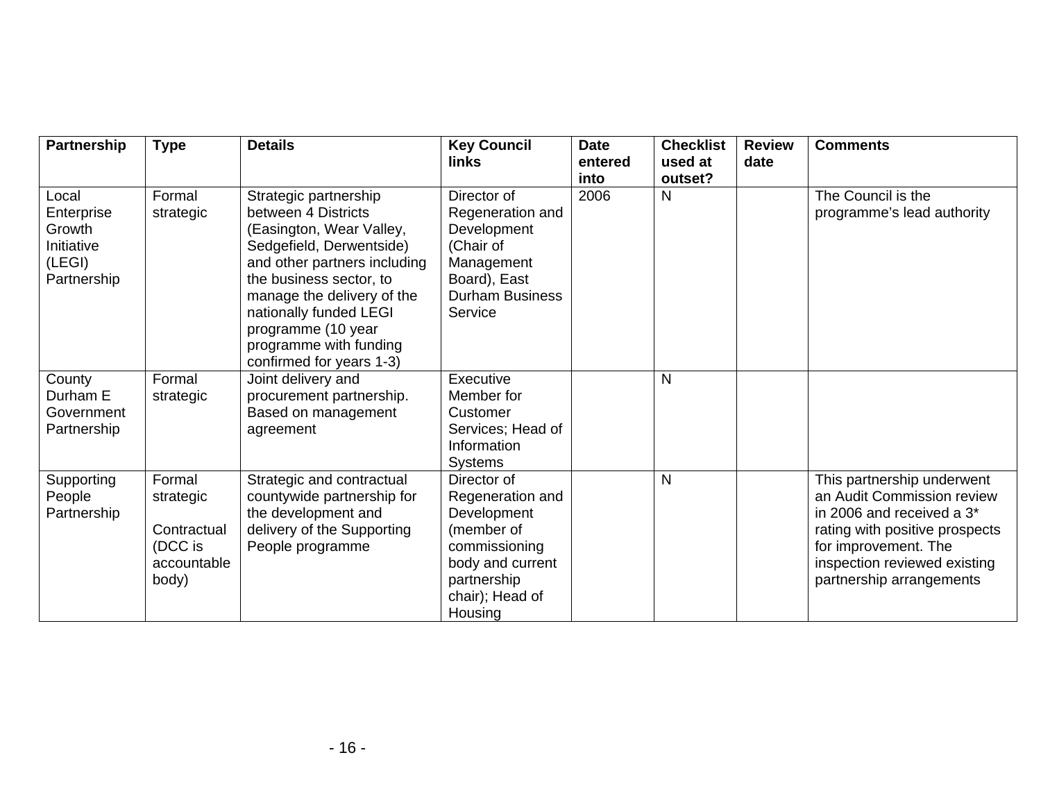| Partnership | Type | Details | Key Council links | Date entered into | Checklist used at outset? | Review date | Comments |
|---|---|---|---|---|---|---|---|
| Local Enterprise Growth Initiative (LEGI) Partnership | Formal strategic | Strategic partnership between 4 Districts (Easington, Wear Valley, Sedgefield, Derwentside) and other partners including the business sector, to manage the delivery of the nationally funded LEGI programme (10 year programme with funding confirmed for years 1-3) | Director of Regeneration and Development (Chair of Management Board), East Durham Business Service | 2006 | N | | The Council is the programme's lead authority |
| County Durham E Government Partnership | Formal strategic | Joint delivery and procurement partnership. Based on management agreement | Executive Member for Customer Services; Head of Information Systems | | N | | |
| Supporting People Partnership | Formal strategic<br><br>Contractual (DCC is accountable body) | Strategic and contractual countywide partnership for the development and delivery of the Supporting People programme | Director of Regeneration and Development (member of commissioning body and current partnership chair); Head of Housing | | N | | This partnership underwent an Audit Commission review in 2006 and received a 3* rating with positive prospects for improvement. The inspection reviewed existing partnership arrangements |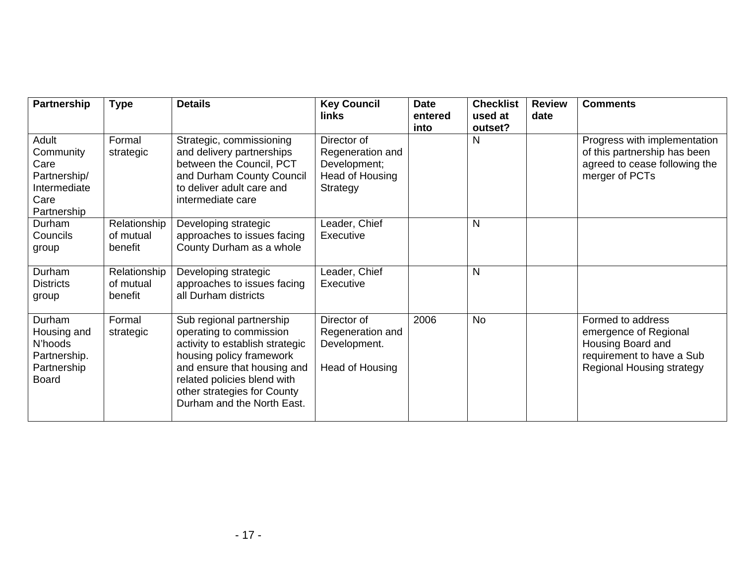| Partnership | Type | Details | Key Council links | Date entered into | Checklist used at outset? | Review date | Comments |
|---|---|---|---|---|---|---|---|
| Adult Community Care Partnership/ Intermediate Care Partnership | Formal strategic | Strategic, commissioning and delivery partnerships between the Council, PCT and Durham County Council to deliver adult care and intermediate care | Director of Regeneration and Development; Head of Housing Strategy | | N | | Progress with implementation of this partnership has been agreed to cease following the merger of PCTs |
| Durham Councils group | Relationship of mutual benefit | Developing strategic approaches to issues facing County Durham as a whole | Leader, Chief Executive | | N | | |
| Durham Districts group | Relationship of mutual benefit | Developing strategic approaches to issues facing all Durham districts | Leader, Chief Executive | | N | | |
| Durham Housing and N'hoods Partnership. Partnership Board | Formal strategic | Sub regional partnership operating to commission activity to establish strategic housing policy framework and ensure that housing and related policies blend with other strategies for County Durham and the North East. | Director of Regeneration and Development.<br><br>Head of Housing | 2006 | No | | Formed to address emergence of Regional Housing Board and requirement to have a Sub Regional Housing strategy |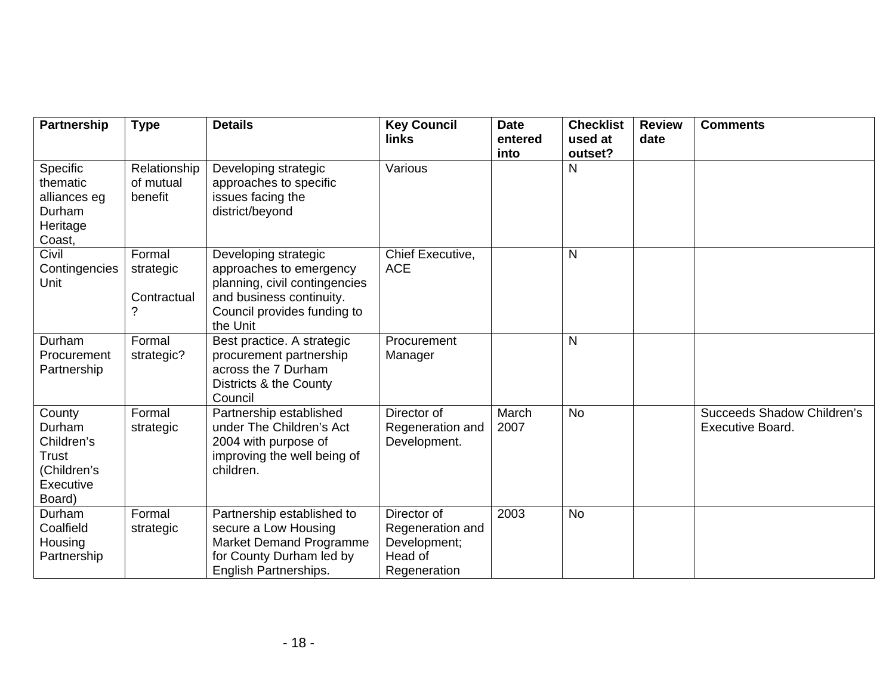| Partnership | Type | Details | Key Council links | Date entered into | Checklist used at outset? | Review date | Comments |
|---|---|---|---|---|---|---|---|
| Specific thematic alliances eg Durham Heritage Coast, | Relationship of mutual benefit | Developing strategic approaches to specific issues facing the district/beyond | Various | | N | | |
| Civil Contingencies Unit | Formal strategic<br><br>Contractual ? | Developing strategic approaches to emergency planning, civil contingencies and business continuity. Council provides funding to the Unit | Chief Executive, ACE | | N | | |
| Durham Procurement Partnership | Formal strategic? | Best practice. A strategic procurement partnership across the 7 Durham Districts & the County Council | Procurement Manager | | N | | |
| County Durham Children's Trust (Children's Executive Board) | Formal strategic | Partnership established under The Children's Act 2004 with purpose of improving the well being of children. | Director of Regeneration and Development. | March 2007 | No | | Succeeds Shadow Children's Executive Board. |
| Durham Coalfield Housing Partnership | Formal strategic | Partnership established to secure a Low Housing Market Demand Programme for County Durham led by English Partnerships. | Director of Regeneration and Development; Head of Regeneration | 2003 | No | | |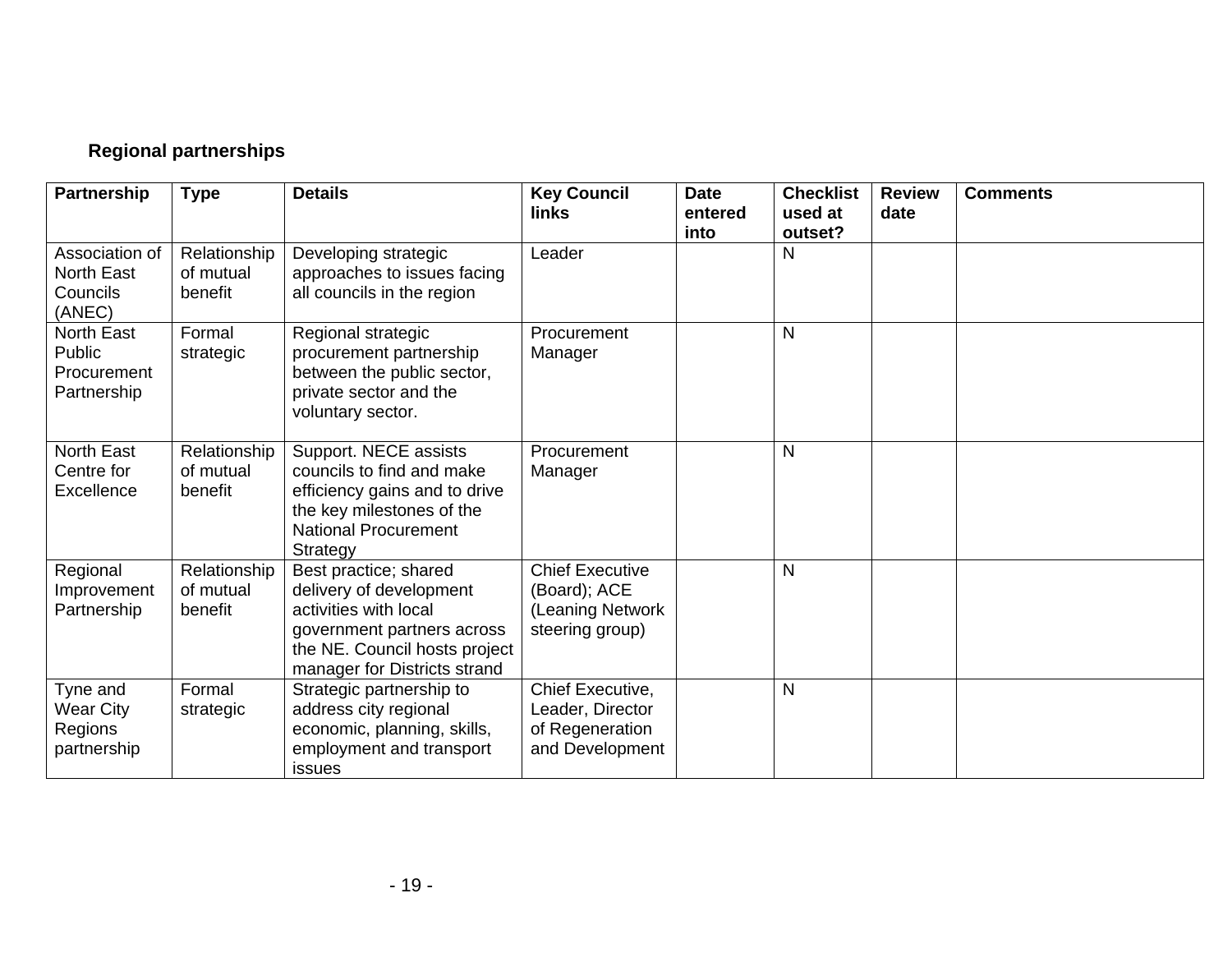### Regional partnerships

| Partnership | Type | Details | Key Council links | Date entered into | Checklist used at outset? | Review date | Comments |
|---|---|---|---|---|---|---|---|
| Association of North East Councils (ANEC) | Relationship of mutual benefit | Developing strategic approaches to issues facing all councils in the region | Leader | | N | | |
| North East Public Procurement Partnership | Formal strategic | Regional strategic procurement partnership between the public sector, private sector and the voluntary sector. | Procurement Manager | | N | | |
| North East Centre for Excellence | Relationship of mutual benefit | Support. NECE assists councils to find and make efficiency gains and to drive the key milestones of the National Procurement Strategy | Procurement Manager | | N | | |
| Regional Improvement Partnership | Relationship of mutual benefit | Best practice; shared delivery of development activities with local government partners across the NE. Council hosts project manager for Districts strand | Chief Executive (Board); ACE (Leaning Network steering group) | | N | | |
| Tyne and Wear City Regions partnership | Formal strategic | Strategic partnership to address city regional economic, planning, skills, employment and transport issues | Chief Executive, Leader, Director of Regeneration and Development | | N | | |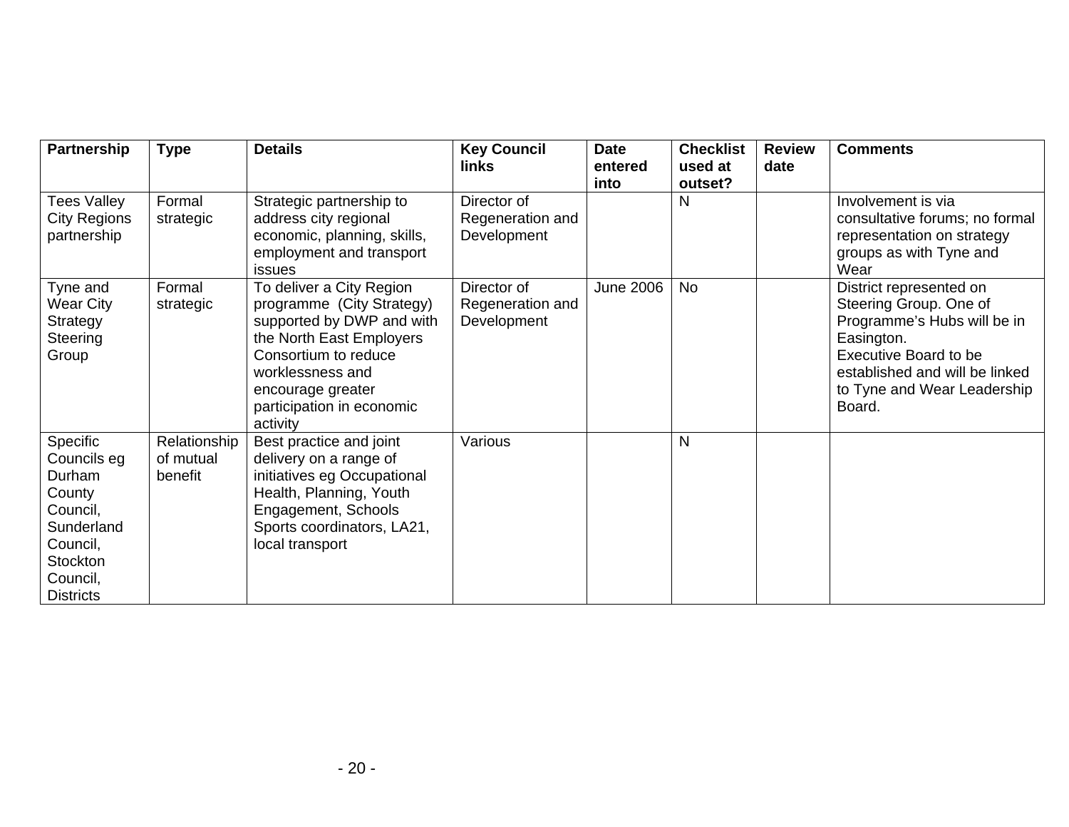| Partnership | Type | Details | Key Council links | Date entered into | Checklist used at outset? | Review date | Comments |
|---|---|---|---|---|---|---|---|
| Tees Valley City Regions partnership | Formal strategic | Strategic partnership to address city regional economic, planning, skills, employment and transport issues | Director of Regeneration and Development | | N | | Involvement is via consultative forums; no formal representation on strategy groups as with Tyne and Wear |
| Tyne and Wear City Strategy Steering Group | Formal strategic | To deliver a City Region programme (City Strategy) supported by DWP and with the North East Employers Consortium to reduce worklessness and encourage greater participation in economic activity | Director of Regeneration and Development | June 2006 | No | | District represented on Steering Group. One of Programme's Hubs will be in Easington.<br>Executive Board to be established and will be linked to Tyne and Wear Leadership Board. |
| Specific Councils eg Durham County Council, Sunderland Council, Stockton Council, Districts | Relationship of mutual benefit | Best practice and joint delivery on a range of initiatives eg Occupational Health, Planning, Youth Engagement, Schools Sports coordinators, LA21, local transport | Various | | N | | |